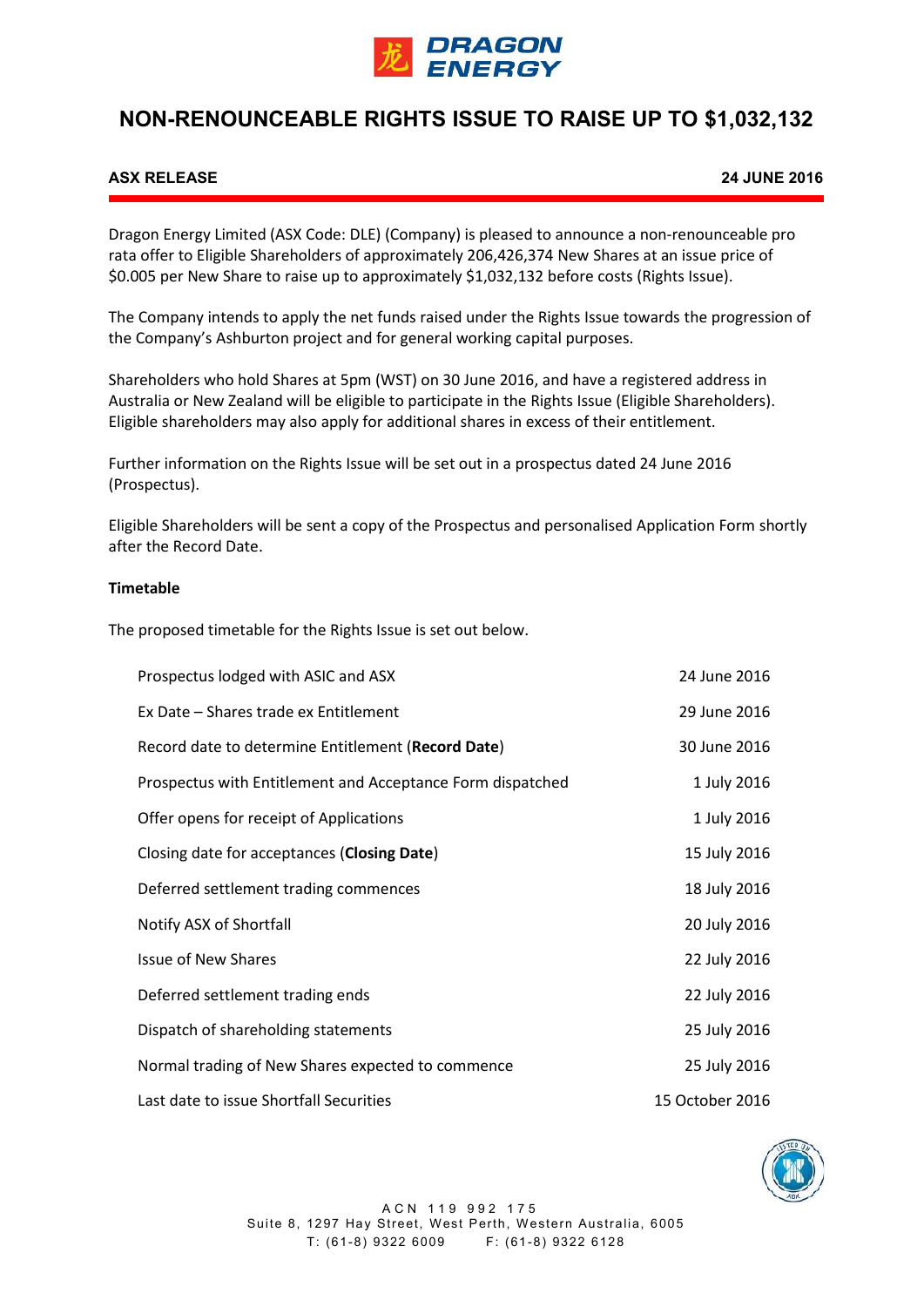# NON-RENOUNCEABLE RIGHTS ISSUE TO RAISE UP TO $1,032,132

**ASX RELEASE** **24 JUNE 2016**

Dragon Energy Limited (ASX Code: DLE) (Company) is pleased to announce a non-renounceable pro rata offer to Eligible Shareholders of approximately 206,426,374 New Shares at an issue price of $0.005 per New Share to raise up to approximately $1,032,132 before costs (Rights Issue).

The Company intends to apply the net funds raised under the Rights Issue towards the progression of the Company's Ashburton project and for general working capital purposes.

Shareholders who hold Shares at 5pm (WST) on 30 June 2016, and have a registered address in Australia or New Zealand will be eligible to participate in the Rights Issue (Eligible Shareholders). Eligible shareholders may also apply for additional shares in excess of their entitlement.

Further information on the Rights Issue will be set out in a prospectus dated 24 June 2016 (Prospectus).

Eligible Shareholders will be sent a copy of the Prospectus and personalised Application Form shortly after the Record Date.

**Timetable**

The proposed timetable for the Rights Issue is set out below.

| | |
|---|---|
| Prospectus lodged with ASIC and ASX | 24 June 2016 |
| Ex Date – Shares trade ex Entitlement | 29 June 2016 |
| Record date to determine Entitlement (**Record Date**) | 30 June 2016 |
| Prospectus with Entitlement and Acceptance Form dispatched | 1 July 2016 |
| Offer opens for receipt of Applications | 1 July 2016 |
| Closing date for acceptances (**Closing Date**) | 15 July 2016 |
| Deferred settlement trading commences | 18 July 2016 |
| Notify ASX of Shortfall | 20 July 2016 |
| Issue of New Shares | 22 July 2016 |
| Deferred settlement trading ends | 22 July 2016 |
| Dispatch of shareholding statements | 25 July 2016 |
| Normal trading of New Shares expected to commence | 25 July 2016 |
| Last date to issue Shortfall Securities | 15 October 2016 |

ACN 119 992 175
Suite 8, 1297 Hay Street, West Perth, Western Australia, 6005
T: (61-8) 9322 6009 F: (61-8) 9322 6128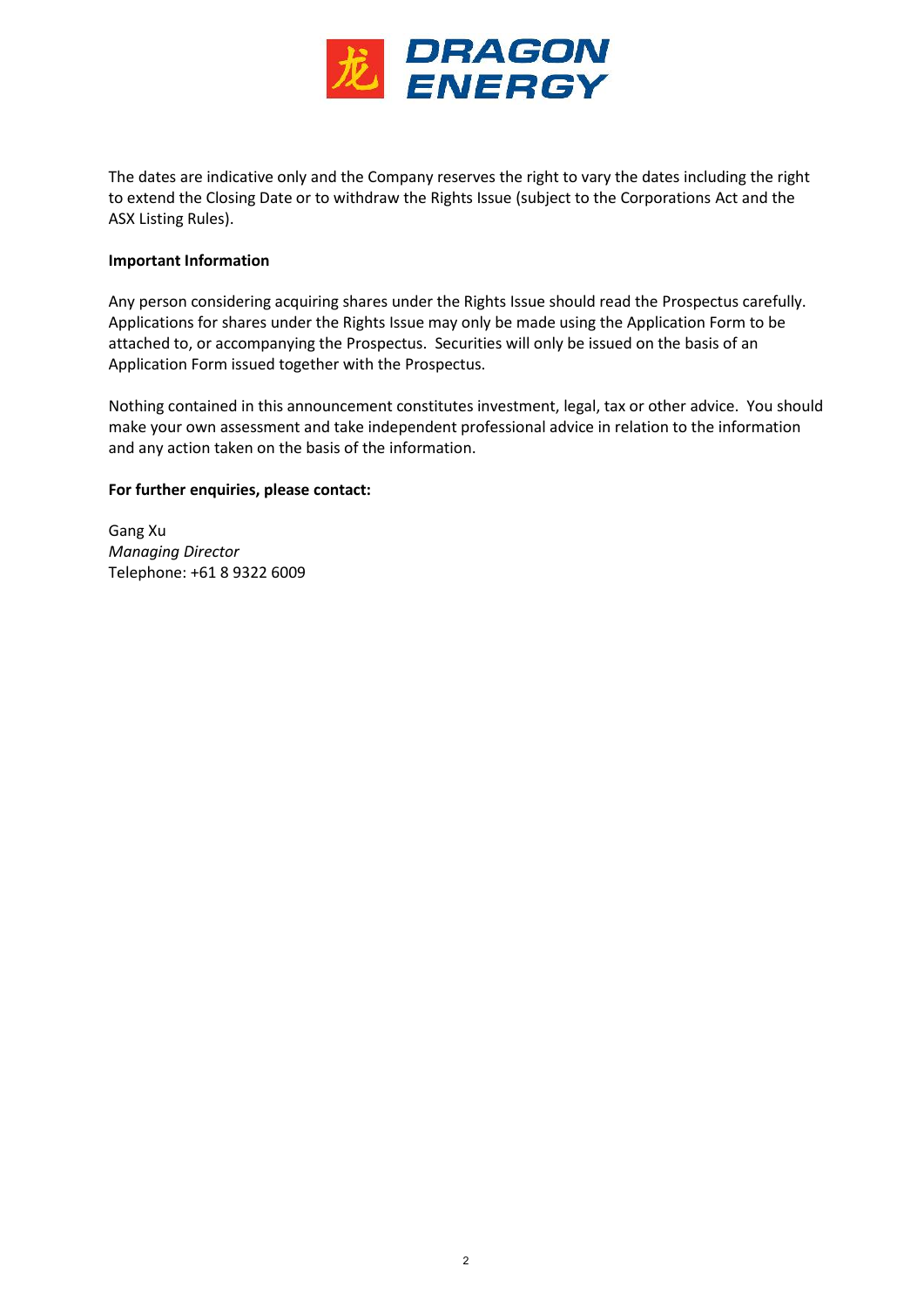The dates are indicative only and the Company reserves the right to vary the dates including the right to extend the Closing Date or to withdraw the Rights Issue (subject to the Corporations Act and the ASX Listing Rules).

**Important Information**

Any person considering acquiring shares under the Rights Issue should read the Prospectus carefully. Applications for shares under the Rights Issue may only be made using the Application Form to be attached to, or accompanying the Prospectus. Securities will only be issued on the basis of an Application Form issued together with the Prospectus.

Nothing contained in this announcement constitutes investment, legal, tax or other advice. You should make your own assessment and take independent professional advice in relation to the information and any action taken on the basis of the information.

**For further enquiries, please contact:**

Gang Xu
*Managing Director*
Telephone: +61 8 9322 6009